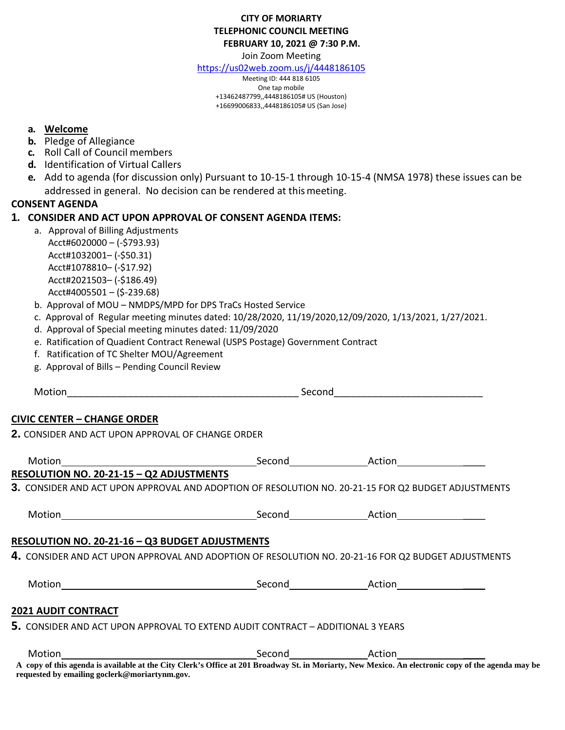**CITY OF MORIARTY**
**TELEPHONIC COUNCIL MEETING**
**FEBRUARY 10, 2021 @ 7:30 P.M.**

Join Zoom Meeting

https://us02web.zoom.us/j/4448186105

Meeting ID: 444 818 6105
One tap mobile
+13462487799,,4448186105# US (Houston)
+16699006833,,4448186105# US (San Jose)

- **a. Welcome**
- **b.** Pledge of Allegiance
- **c.** Roll Call of Council members
- **d.** Identification of Virtual Callers
- **e.** Add to agenda (for discussion only) Pursuant to 10-15-1 through 10-15-4 (NMSA 1978) these issues can be addressed in general. No decision can be rendered at this meeting.

## CONSENT AGENDA

### 1. CONSIDER AND ACT UPON APPROVAL OF CONSENT AGENDA ITEMS:

a. Approval of Billing Adjustments
   Acct#6020000 – (-$793.93)
   Acct#1032001– (-$50.31)
   Acct#1078810– (-$17.92)
   Acct#2021503– (-$186.49)
   Acct#4005501 – ($-239.68)

b. Approval of MOU – NMDPS/MPD for DPS TraCs Hosted Service

c. Approval of Regular meeting minutes dated: 10/28/2020, 11/19/2020,12/09/2020, 1/13/2021, 1/27/2021.

d. Approval of Special meeting minutes dated: 11/09/2020

e. Ratification of Quadient Contract Renewal (USPS Postage) Government Contract

f. Ratification of TC Shelter MOU/Agreement

g. Approval of Bills – Pending Council Review

Motion\_\_\_\_\_\_\_\_\_\_\_\_\_\_\_\_\_\_\_\_\_\_\_\_\_\_\_\_\_\_\_\_\_\_\_\_\_\_ Second\_\_\_\_\_\_\_\_\_\_\_\_\_\_\_\_\_\_\_\_\_\_\_\_\_\_

## CIVIC CENTER – CHANGE ORDER

**2.** CONSIDER AND ACT UPON APPROVAL OF CHANGE ORDER

Motion\_\_\_\_\_\_\_\_\_\_\_\_\_\_\_\_\_\_\_\_\_\_\_\_\_\_\_\_\_\_\_\_ Second\_\_\_\_\_\_\_\_\_\_\_\_\_\_ Action\_\_\_\_\_\_\_\_\_\_\_\_\_\_\_\_

## RESOLUTION NO. 20-21-15 – Q2 ADJUSTMENTS

**3.** CONSIDER AND ACT UPON APPROVAL AND ADOPTION OF RESOLUTION NO. 20-21-15 FOR Q2 BUDGET ADJUSTMENTS

Motion\_\_\_\_\_\_\_\_\_\_\_\_\_\_\_\_\_\_\_\_\_\_\_\_\_\_\_\_\_\_\_\_ Second\_\_\_\_\_\_\_\_\_\_\_\_\_\_ Action\_\_\_\_\_\_\_\_\_\_\_\_\_\_\_\_

## RESOLUTION NO. 20-21-16 – Q3 BUDGET ADJUSTMENTS

**4.** CONSIDER AND ACT UPON APPROVAL AND ADOPTION OF RESOLUTION NO. 20-21-16 FOR Q2 BUDGET ADJUSTMENTS

Motion\_\_\_\_\_\_\_\_\_\_\_\_\_\_\_\_\_\_\_\_\_\_\_\_\_\_\_\_\_\_\_\_ Second\_\_\_\_\_\_\_\_\_\_\_\_\_\_ Action\_\_\_\_\_\_\_\_\_\_\_\_\_\_\_\_

## 2021 AUDIT CONTRACT

**5.** CONSIDER AND ACT UPON APPROVAL TO EXTEND AUDIT CONTRACT – ADDITIONAL 3 YEARS

Motion\_\_\_\_\_\_\_\_\_\_\_\_\_\_\_\_\_\_\_\_\_\_\_\_\_\_\_\_\_\_\_\_ Second\_\_\_\_\_\_\_\_\_\_\_\_\_\_ Action\_\_\_\_\_\_\_\_\_\_\_\_\_\_\_\_

**A copy of this agenda is available at the City Clerk's Office at 201 Broadway St. in Moriarty, New Mexico. An electronic copy of the agenda may be requested by emailing goclerk@moriartynm.gov.**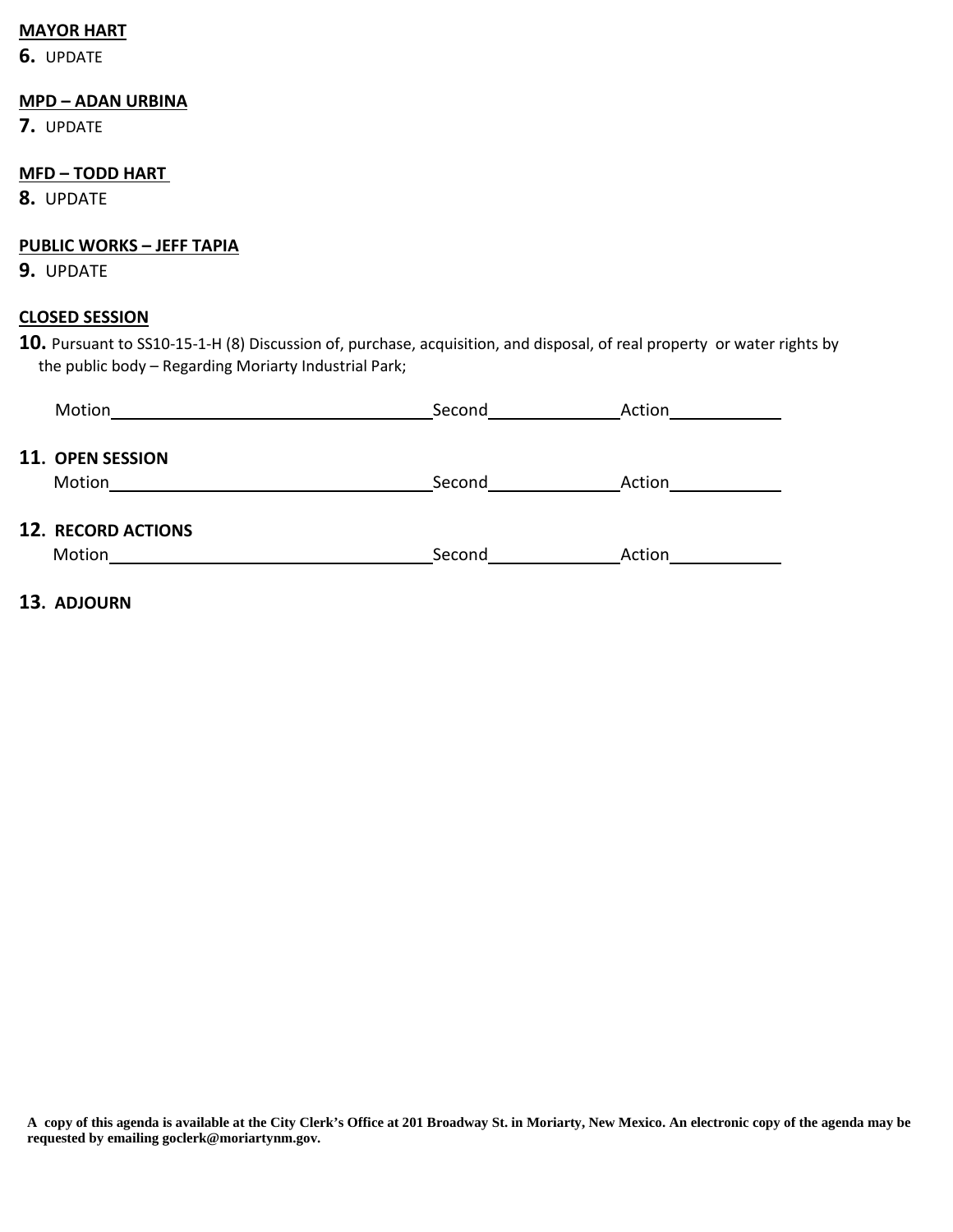**MAYOR HART**

**6.** UPDATE

**MPD – ADAN URBINA**

**7.** UPDATE

**MFD – TODD HART**

**8.** UPDATE

**PUBLIC WORKS – JEFF TAPIA**

**9.** UPDATE

**CLOSED SESSION**

**10.** Pursuant to SS10-15-1-H (8) Discussion of, purchase, acquisition, and disposal, of real property or water rights by the public body – Regarding Moriarty Industrial Park;

Motion\_\_\_\_\_\_\_\_\_\_\_\_\_\_\_\_\_\_\_\_\_\_\_\_\_\_\_\_\_\_\_\_ Second\_\_\_\_\_\_\_\_\_\_\_\_\_\_ Action\_\_\_\_\_\_\_\_\_\_\_\_

**11. OPEN SESSION**

Motion\_\_\_\_\_\_\_\_\_\_\_\_\_\_\_\_\_\_\_\_\_\_\_\_\_\_\_\_\_\_\_\_ Second\_\_\_\_\_\_\_\_\_\_\_\_\_\_ Action\_\_\_\_\_\_\_\_\_\_\_\_

**12. RECORD ACTIONS**

Motion\_\_\_\_\_\_\_\_\_\_\_\_\_\_\_\_\_\_\_\_\_\_\_\_\_\_\_\_\_\_\_\_ Second\_\_\_\_\_\_\_\_\_\_\_\_\_\_ Action\_\_\_\_\_\_\_\_\_\_\_\_

**13. ADJOURN**

**A copy of this agenda is available at the City Clerk's Office at 201 Broadway St. in Moriarty, New Mexico. An electronic copy of the agenda may be requested by emailing goclerk@moriartynm.gov.**